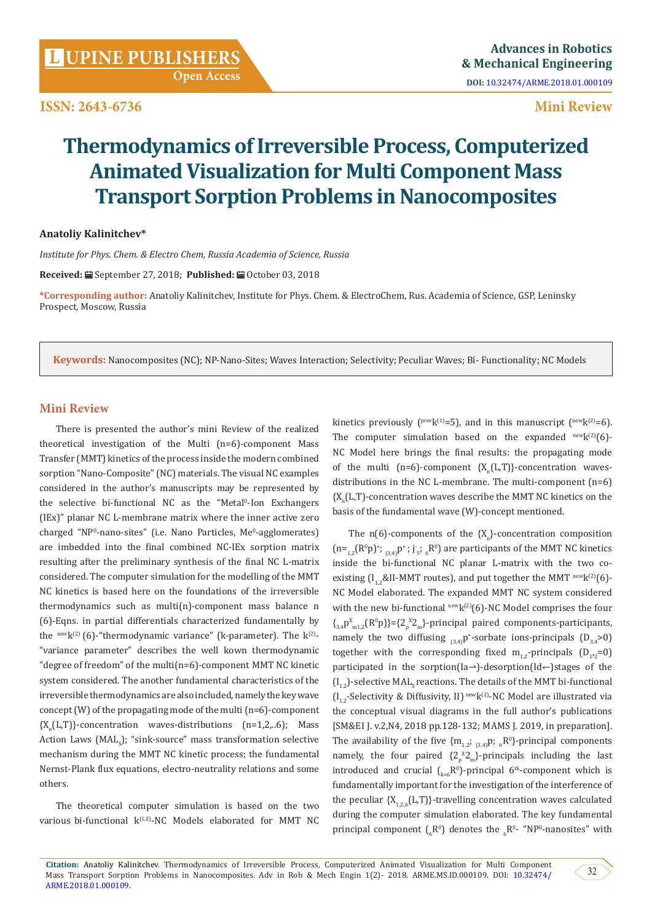# Thermodynamics of Irreversible Process, Computerized Animated Visualization for Multi Component Mass Transport Sorption Problems in Nanocomposites

**Anatoliy Kalinitchev***

*Institute for Phys. Chem. & Electro Chem, Russia Academia of Science, Russia*

**Received:** September 27, 2018; **Published:** October 03, 2018

**\*Corresponding author:** Anatoliy Kalinitchev, Institute for Phys. Chem. & ElectroChem, Rus. Academia of Science, GSP, Leninsky Prospect, Moscow, Russia

**Keywords:** Nanocomposites (NC); NP-Nano-Sites; Waves Interaction; Selectivity; Peculiar Waves; Bi- Functionality; NC Models

## Mini Review

There is presented the author's mini Review of the realized theoretical investigation of the Multi (n=6)-component Mass Transfer (MMT) kinetics of the process inside the modern combined sorption "Nano-Composite" (NC) materials. The visual NC examples considered in the author's manuscripts may be represented by the selective bi-functional NC as the "Metal$^0$-Ion Exchangers (IEx)" planar NC L-membrane matrix where the inner active zero charged "NP$^0$-nano-sites" (i.e. Nano Particles, Me$^0$-agglomerates) are imbedded into the final combined NC-IEx sorption matrix resulting after the preliminary synthesis of the final NC L-matrix considered. The computer simulation for the modelling of the MMT NC kinetics is based here on the foundations of the irreversible thermodynamics such as multi(n)-component mass balance n (6)-Eqns. in partial differentials characterized fundamentally by the $^{new}k^{(2)}$ (6)-"thermodynamic variance" (k-parameter). The $k^{(2)}$-"variance parameter" describes the well kown thermodynamic "degree of freedom" of the multi(n=6)-component MMT NC kinetic system considered. The another fundamental characteristics of the irreversible thermodynamics are also included, namely the key wave concept (W) of the propagating mode of the multi (n=6)-component $\{X_n(L,T)\}$-concentration waves-distributions (n=1,2,..6); Mass Action Laws (MAL$_S$); "sink-source" mass transformation selective mechanism during the MMT NC kinetic process; the fundamental Nernst-Plank flux equations, electro-neutrality relations and some others.

The theoretical computer simulation is based on the two various bi-functional $k^{(1,2)}$-NC Models elaborated for MMT NC kinetics previously ($^{prev}k^{(1)}$=5), and in this manuscript ($^{new}k^{(2)}$=6). The computer simulation based on the expanded $^{new}k^{(2)}$(6)-NC Model here brings the final results: the propagating mode of the multi (n=6)-component $\{X_n(L,T)\}$-concentration waves-distributions in the NC L-membrane. The multi-component (n=6) $\{X_n(L,T)\}$-concentration waves describe the MMT NC kinetics on the basis of the fundamental wave (W)-concept mentioned.

The n(6)-components of the $\{X_n\}$-concentration composition (n=$_{1,2}$(R$^0$p)$^+$; $_{(3,4)}$p$^+$; j$^-_5$; $_6$R$^0$) are participants of the MMT NC kinetics inside the bi-functional NC planar L-matrix with the two co-existing (I$_{1,2}$&II-MMT routes), and put together the MMT $^{new}k^{(2)}$(6)-NC Model elaborated. The expanded MMT NC system considered with the new bi-functional $^{new}k^{(2)}$(6)-NC Model comprises the four $\{_{3,4}p^X_{m1,2}(R^0p)\}=\{2_p{}^X2_m\}$-principal paired components-participants, namely the two diffusing $_{(3,4)}$p$^+$-sorbate ions-principals ($D_{3,4}$>0) together with the corresponding fixed m$_{1,2}$-principals ($D_{1,2}$=0) participated in the sorption(Ia→)-desorption(Id←)stages of the (I$_{1,2}$)-selective MAL$_S$ reactions. The details of the MMT bi-functional (I$_{1,2}$-Selectivity & Diffusivity, II) $^{new}k^{(2)}$-NC Model are illustrated via the conceptual visual diagrams in the full author's publications [SM&EI J. v.2,N4, 2018 pp.128-132; MAMS J. 2019, in preparation]. The availability of the five $\{m_{1,2}; {}_{(3,4)}p; {}_6R^0\}$-principal components namely, the four paired $\{2_p{}^X2_m\}$-principals including the last introduced and crucial ($_{k=6}$R$^0$)-principal 6$^{th}$-component which is fundamentally important for the investigation of the interference of the peculiar $\{X_{1,2,6}(L,T)\}$-travelling concentration waves calculated during the computer simulation elaborated. The key fundamental principal component ($_6$R$^0$) denotes the $_6$R$^0$- "NP$^0$-nanosites" with

**Citation:** Anatoliy Kalinitchev. Thermodynamics of Irreversible Process, Computerized Animated Visualization for Multi Component Mass Transport Sorption Problems in Nanocomposites. Adv in Rob & Mech Engin 1(2)- 2018. ARME.MS.ID.000109. DOI: 10.32474/ARME.2018.01.000109.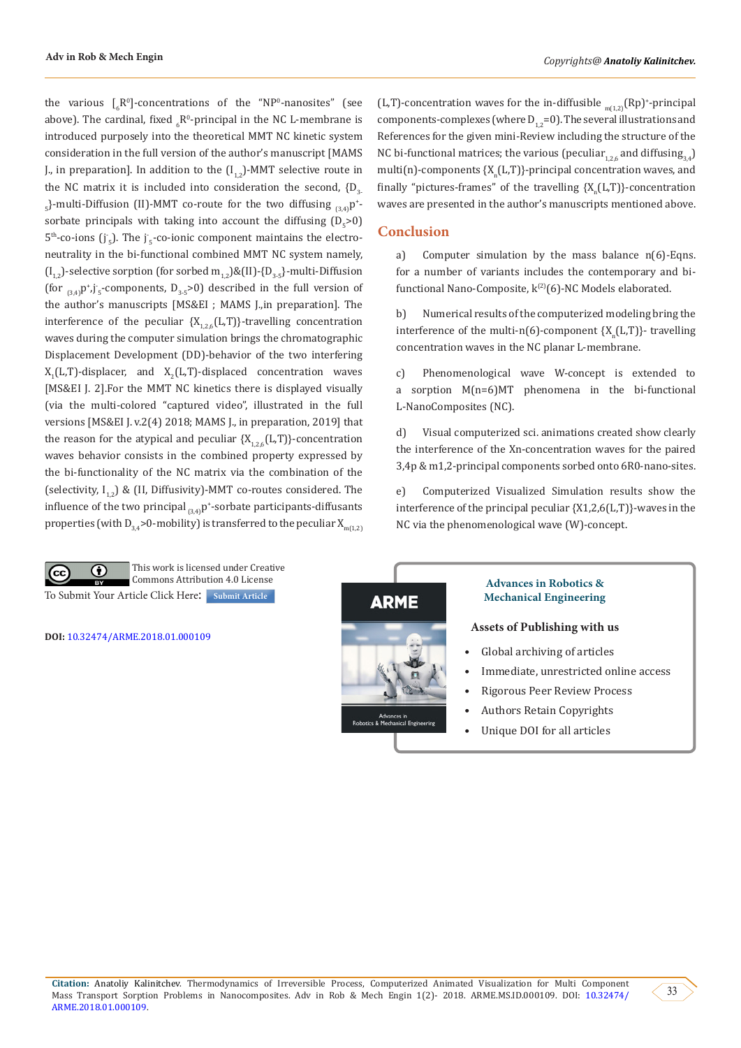the various [$_6R^0$]-concentrations of the "$NP^0$-nanosites" (see above). The cardinal, fixed $_6R^0$-principal in the NC L-membrane is introduced purposely into the theoretical MMT NC kinetic system consideration in the full version of the author's manuscript [MAMS J., in preparation]. In addition to the ($I_{1,2}$)-MMT selective route in the NC matrix it is included into consideration the second, {$D_{3-5}$}-multi-Diffusion (II)-MMT co-route for the two diffusing $_{(3,4)}p^+$-sorbate principals with taking into account the diffusing ($D_5$>0) $5^{th}$-co-ions ($j^-_5$). The $j^-_5$-co-ionic component maintains the electro-neutrality in the bi-functional combined MMT NC system namely, ($I_{1,2}$)-selective sorption (for sorbed $m_{1,2}$)&(II)-{$D_{3-5}$}-multi-Diffusion (for $_{(3,4)}p^+$,$j^-_5$-components, $D_{3-5}$>0) described in the full version of the author's manuscripts [MS&EI ; MAMS J.,in preparation]. The interference of the peculiar {$X_{1,2,6}$(L,T)}-travelling concentration waves during the computer simulation brings the chromatographic Displacement Development (DD)-behavior of the two interfering $X_1$(L,T)-displacer, and $X_2$(L,T)-displaced concentration waves [MS&EI J. 2].For the MMT NC kinetics there is displayed visually (via the multi-colored "captured video", illustrated in the full versions [MS&EI J. v.2(4) 2018; MAMS J., in preparation, 2019] that the reason for the atypical and peculiar {$X_{1,2,6}$(L,T)}-concentration waves behavior consists in the combined property expressed by the bi-functionality of the NC matrix via the combination of the (selectivity, $I_{1,2}$) & (II, Diffusivity)-MMT co-routes considered. The influence of the two principal $_{(3,4)}p^+$-sorbate participants-diffusants properties (with $D_{3,4}$>0-mobility) is transferred to the peculiar $X_{m(1,2)}$ (L,T)-concentration waves for the in-diffusible $_{m(1,2)}(Rp)^+$-principal components-complexes (where $D_{1,2}$=0). The several illustrations and References for the given mini-Review including the structure of the NC bi-functional matrices; the various (peculiar$_{1,2,6}$ and diffusing$_{3,4}$) multi(n)-components {$X_n$(L,T)}-principal concentration waves, and finally "pictures-frames" of the travelling {$X_n$(L,T)}-concentration waves are presented in the author's manuscripts mentioned above.

## Conclusion

a) Computer simulation by the mass balance n(6)-Eqns. for a number of variants includes the contemporary and bi-functional Nano-Composite, $k^{(2)}$(6)-NC Models elaborated.

b) Numerical results of the computerized modeling bring the interference of the multi-n(6)-component {$X_n$(L,T)}- travelling concentration waves in the NC planar L-membrane.

c) Phenomenological wave W-concept is extended to a sorption M(n=6)MT phenomena in the bi-functional L-NanoComposites (NC).

d) Visual computerized sci. animations created show clearly the interference of the Xn-concentration waves for the paired 3,4p & m1,2-principal components sorbed onto 6R0-nano-sites.

e) Computerized Visualized Simulation results show the interference of the principal peculiar {X1,2,6(L,T)}-waves in the NC via the phenomenological wave (W)-concept.

This work is licensed under Creative Commons Attribution 4.0 License

To Submit Your Article Click Here: Submit Article

**DOI:** 10.32474/ARME.2018.01.000109

**Advances in Robotics & Mechanical Engineering**

**Assets of Publishing with us**

- Global archiving of articles
- Immediate, unrestricted online access
- Rigorous Peer Review Process
- Authors Retain Copyrights
- Unique DOI for all articles

**Citation:** Anatoliy Kalinitchev. Thermodynamics of Irreversible Process, Computerized Animated Visualization for Multi Component Mass Transport Sorption Problems in Nanocomposites. Adv in Rob & Mech Engin 1(2)- 2018. ARME.MS.ID.000109. DOI: 10.32474/ARME.2018.01.000109.